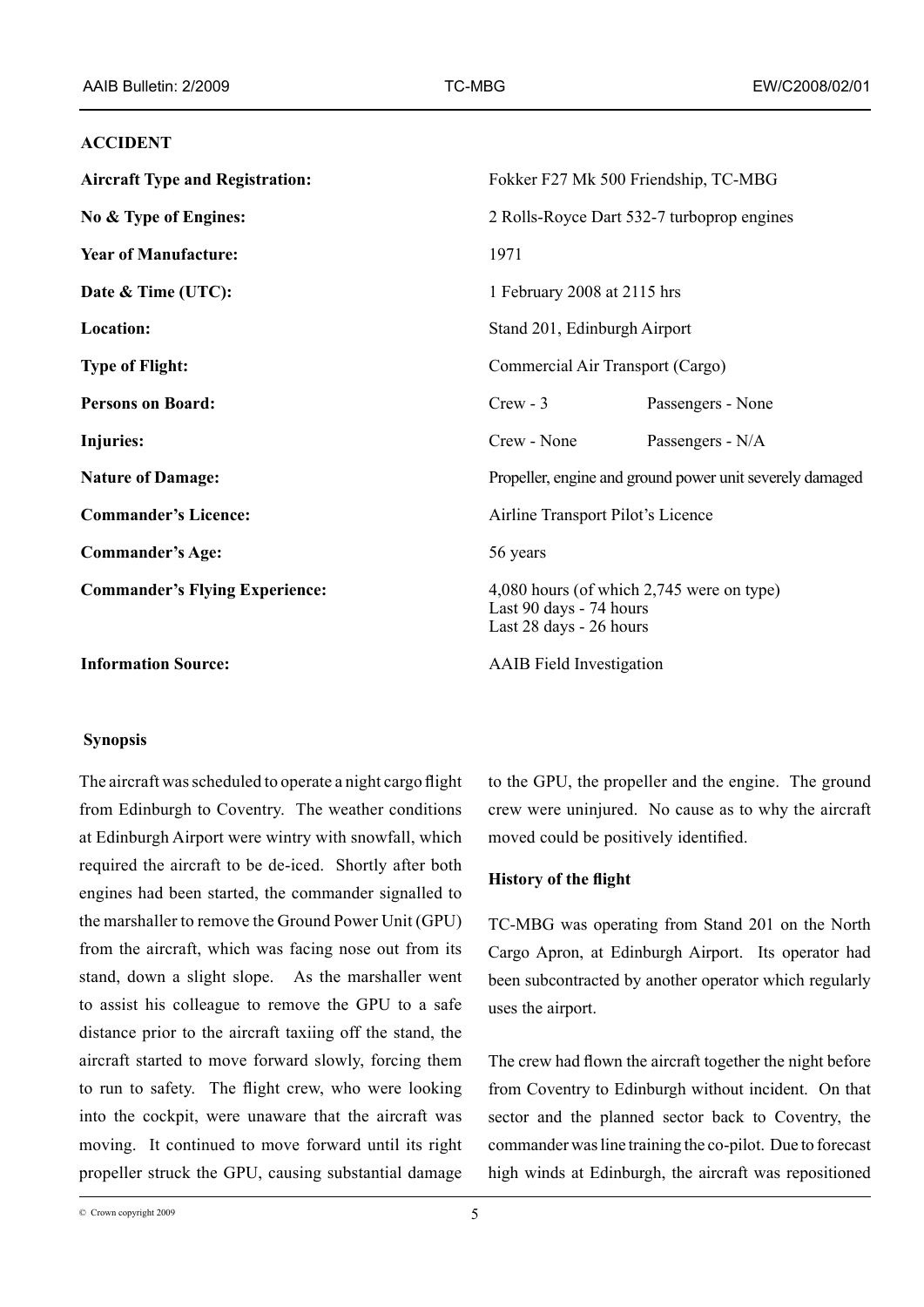## ACCIDENT

| | | |
|---|---|---|
| **Aircraft Type and Registration:** | Fokker F27 Mk 500 Friendship, TC-MBG | |
| **No & Type of Engines:** | 2 Rolls-Royce Dart 532-7 turboprop engines | |
| **Year of Manufacture:** | 1971 | |
| **Date & Time (UTC):** | 1 February 2008 at 2115 hrs | |
| **Location:** | Stand 201, Edinburgh Airport | |
| **Type of Flight:** | Commercial Air Transport (Cargo) | |
| **Persons on Board:** | Crew - 3 | Passengers - None |
| **Injuries:** | Crew - None | Passengers - N/A |
| **Nature of Damage:** | Propeller, engine and ground power unit severely damaged | |
| **Commander's Licence:** | Airline Transport Pilot's Licence | |
| **Commander's Age:** | 56 years | |
| **Commander's Flying Experience:** | 4,080 hours (of which 2,745 were on type)<br>Last 90 days - 74 hours<br>Last 28 days - 26 hours | |
| **Information Source:** | AAIB Field Investigation | |

### Synopsis

The aircraft was scheduled to operate a night cargo flight from Edinburgh to Coventry. The weather conditions at Edinburgh Airport were wintry with snowfall, which required the aircraft to be de-iced. Shortly after both engines had been started, the commander signalled to the marshaller to remove the Ground Power Unit (GPU) from the aircraft, which was facing nose out from its stand, down a slight slope. As the marshaller went to assist his colleague to remove the GPU to a safe distance prior to the aircraft taxiing off the stand, the aircraft started to move forward slowly, forcing them to run to safety. The flight crew, who were looking into the cockpit, were unaware that the aircraft was moving. It continued to move forward until its right propeller struck the GPU, causing substantial damage to the GPU, the propeller and the engine. The ground crew were uninjured. No cause as to why the aircraft moved could be positively identified.

### History of the flight

TC-MBG was operating from Stand 201 on the North Cargo Apron, at Edinburgh Airport. Its operator had been subcontracted by another operator which regularly uses the airport.

The crew had flown the aircraft together the night before from Coventry to Edinburgh without incident. On that sector and the planned sector back to Coventry, the commander was line training the co-pilot. Due to forecast high winds at Edinburgh, the aircraft was repositioned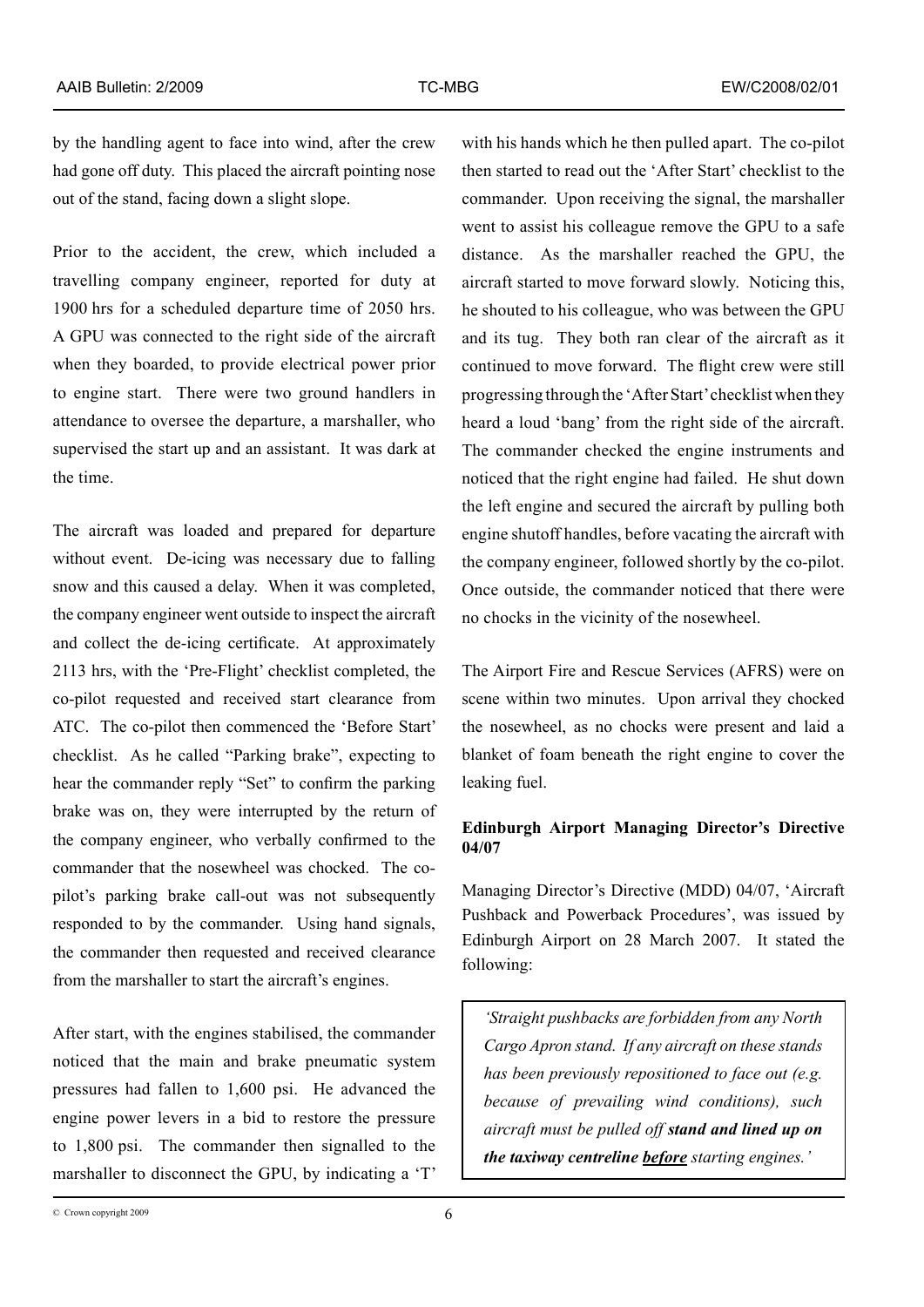by the handling agent to face into wind, after the crew had gone off duty. This placed the aircraft pointing nose out of the stand, facing down a slight slope.

Prior to the accident, the crew, which included a travelling company engineer, reported for duty at 1900 hrs for a scheduled departure time of 2050 hrs. A GPU was connected to the right side of the aircraft when they boarded, to provide electrical power prior to engine start. There were two ground handlers in attendance to oversee the departure, a marshaller, who supervised the start up and an assistant. It was dark at the time.

The aircraft was loaded and prepared for departure without event. De-icing was necessary due to falling snow and this caused a delay. When it was completed, the company engineer went outside to inspect the aircraft and collect the de-icing certificate. At approximately 2113 hrs, with the 'Pre-Flight' checklist completed, the co-pilot requested and received start clearance from ATC. The co-pilot then commenced the 'Before Start' checklist. As he called "Parking brake", expecting to hear the commander reply "Set" to confirm the parking brake was on, they were interrupted by the return of the company engineer, who verbally confirmed to the commander that the nosewheel was chocked. The co-pilot's parking brake call-out was not subsequently responded to by the commander. Using hand signals, the commander then requested and received clearance from the marshaller to start the aircraft's engines.

After start, with the engines stabilised, the commander noticed that the main and brake pneumatic system pressures had fallen to 1,600 psi. He advanced the engine power levers in a bid to restore the pressure to 1,800 psi. The commander then signalled to the marshaller to disconnect the GPU, by indicating a 'T' with his hands which he then pulled apart. The co-pilot then started to read out the 'After Start' checklist to the commander. Upon receiving the signal, the marshaller went to assist his colleague remove the GPU to a safe distance. As the marshaller reached the GPU, the aircraft started to move forward slowly. Noticing this, he shouted to his colleague, who was between the GPU and its tug. They both ran clear of the aircraft as it continued to move forward. The flight crew were still progressing through the 'After Start' checklist when they heard a loud 'bang' from the right side of the aircraft. The commander checked the engine instruments and noticed that the right engine had failed. He shut down the left engine and secured the aircraft by pulling both engine shutoff handles, before vacating the aircraft with the company engineer, followed shortly by the co-pilot. Once outside, the commander noticed that there were no chocks in the vicinity of the nosewheel.

The Airport Fire and Rescue Services (AFRS) were on scene within two minutes. Upon arrival they chocked the nosewheel, as no chocks were present and laid a blanket of foam beneath the right engine to cover the leaking fuel.

### Edinburgh Airport Managing Director's Directive 04/07

Managing Director's Directive (MDD) 04/07, 'Aircraft Pushback and Powerback Procedures', was issued by Edinburgh Airport on 28 March 2007. It stated the following:

> *'Straight pushbacks are forbidden from any North Cargo Apron stand. If any aircraft on these stands has been previously repositioned to face out (e.g. because of prevailing wind conditions), such aircraft must be pulled off* ***stand and lined up on the taxiway centreline*** ***<u>before</u>*** *starting engines.'*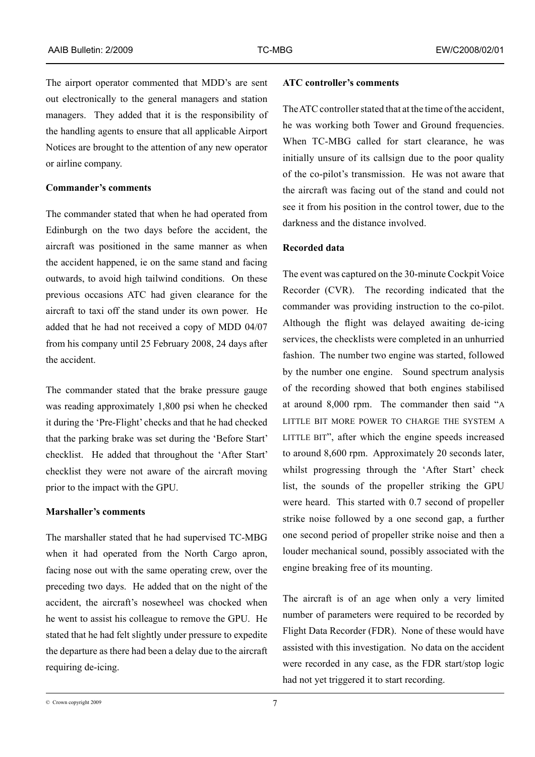The airport operator commented that MDD's are sent out electronically to the general managers and station managers. They added that it is the responsibility of the handling agents to ensure that all applicable Airport Notices are brought to the attention of any new operator or airline company.

**Commander's comments**

The commander stated that when he had operated from Edinburgh on the two days before the accident, the aircraft was positioned in the same manner as when the accident happened, ie on the same stand and facing outwards, to avoid high tailwind conditions. On these previous occasions ATC had given clearance for the aircraft to taxi off the stand under its own power. He added that he had not received a copy of MDD 04/07 from his company until 25 February 2008, 24 days after the accident.

The commander stated that the brake pressure gauge was reading approximately 1,800 psi when he checked it during the 'Pre-Flight' checks and that he had checked that the parking brake was set during the 'Before Start' checklist. He added that throughout the 'After Start' checklist they were not aware of the aircraft moving prior to the impact with the GPU.

**Marshaller's comments**

The marshaller stated that he had supervised TC-MBG when it had operated from the North Cargo apron, facing nose out with the same operating crew, over the preceding two days. He added that on the night of the accident, the aircraft's nosewheel was chocked when he went to assist his colleague to remove the GPU. He stated that he had felt slightly under pressure to expedite the departure as there had been a delay due to the aircraft requiring de-icing.

**ATC controller's comments**

The ATC controller stated that at the time of the accident, he was working both Tower and Ground frequencies. When TC-MBG called for start clearance, he was initially unsure of its callsign due to the poor quality of the co-pilot's transmission. He was not aware that the aircraft was facing out of the stand and could not see it from his position in the control tower, due to the darkness and the distance involved.

**Recorded data**

The event was captured on the 30-minute Cockpit Voice Recorder (CVR). The recording indicated that the commander was providing instruction to the co-pilot. Although the flight was delayed awaiting de-icing services, the checklists were completed in an unhurried fashion. The number two engine was started, followed by the number one engine. Sound spectrum analysis of the recording showed that both engines stabilised at around 8,000 rpm. The commander then said "A LITTLE BIT MORE POWER TO CHARGE THE SYSTEM A LITTLE BIT", after which the engine speeds increased to around 8,600 rpm. Approximately 20 seconds later, whilst progressing through the 'After Start' check list, the sounds of the propeller striking the GPU were heard. This started with 0.7 second of propeller strike noise followed by a one second gap, a further one second period of propeller strike noise and then a louder mechanical sound, possibly associated with the engine breaking free of its mounting.

The aircraft is of an age when only a very limited number of parameters were required to be recorded by Flight Data Recorder (FDR). None of these would have assisted with this investigation. No data on the accident were recorded in any case, as the FDR start/stop logic had not yet triggered it to start recording.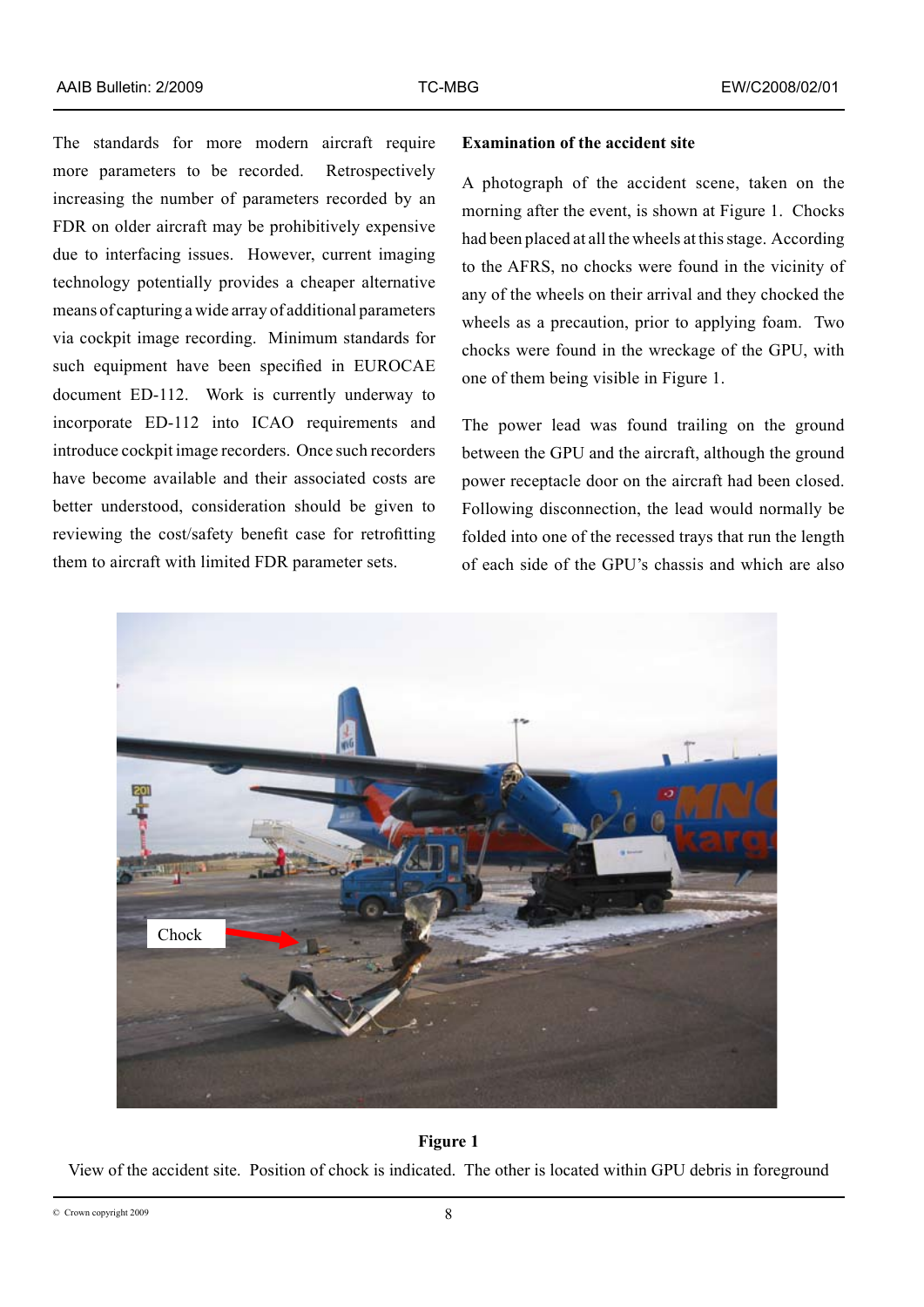The standards for more modern aircraft require more parameters to be recorded. Retrospectively increasing the number of parameters recorded by an FDR on older aircraft may be prohibitively expensive due to interfacing issues. However, current imaging technology potentially provides a cheaper alternative means of capturing a wide array of additional parameters via cockpit image recording. Minimum standards for such equipment have been specified in EUROCAE document ED-112. Work is currently underway to incorporate ED-112 into ICAO requirements and introduce cockpit image recorders. Once such recorders have become available and their associated costs are better understood, consideration should be given to reviewing the cost/safety benefit case for retrofitting them to aircraft with limited FDR parameter sets.

**Examination of the accident site**

A photograph of the accident scene, taken on the morning after the event, is shown at Figure 1. Chocks had been placed at all the wheels at this stage. According to the AFRS, no chocks were found in the vicinity of any of the wheels on their arrival and they chocked the wheels as a precaution, prior to applying foam. Two chocks were found in the wreckage of the GPU, with one of them being visible in Figure 1.

The power lead was found trailing on the ground between the GPU and the aircraft, although the ground power receptacle door on the aircraft had been closed. Following disconnection, the lead would normally be folded into one of the recessed trays that run the length of each side of the GPU's chassis and which are also

**Figure 1**

View of the accident site. Position of chock is indicated. The other is located within GPU debris in foreground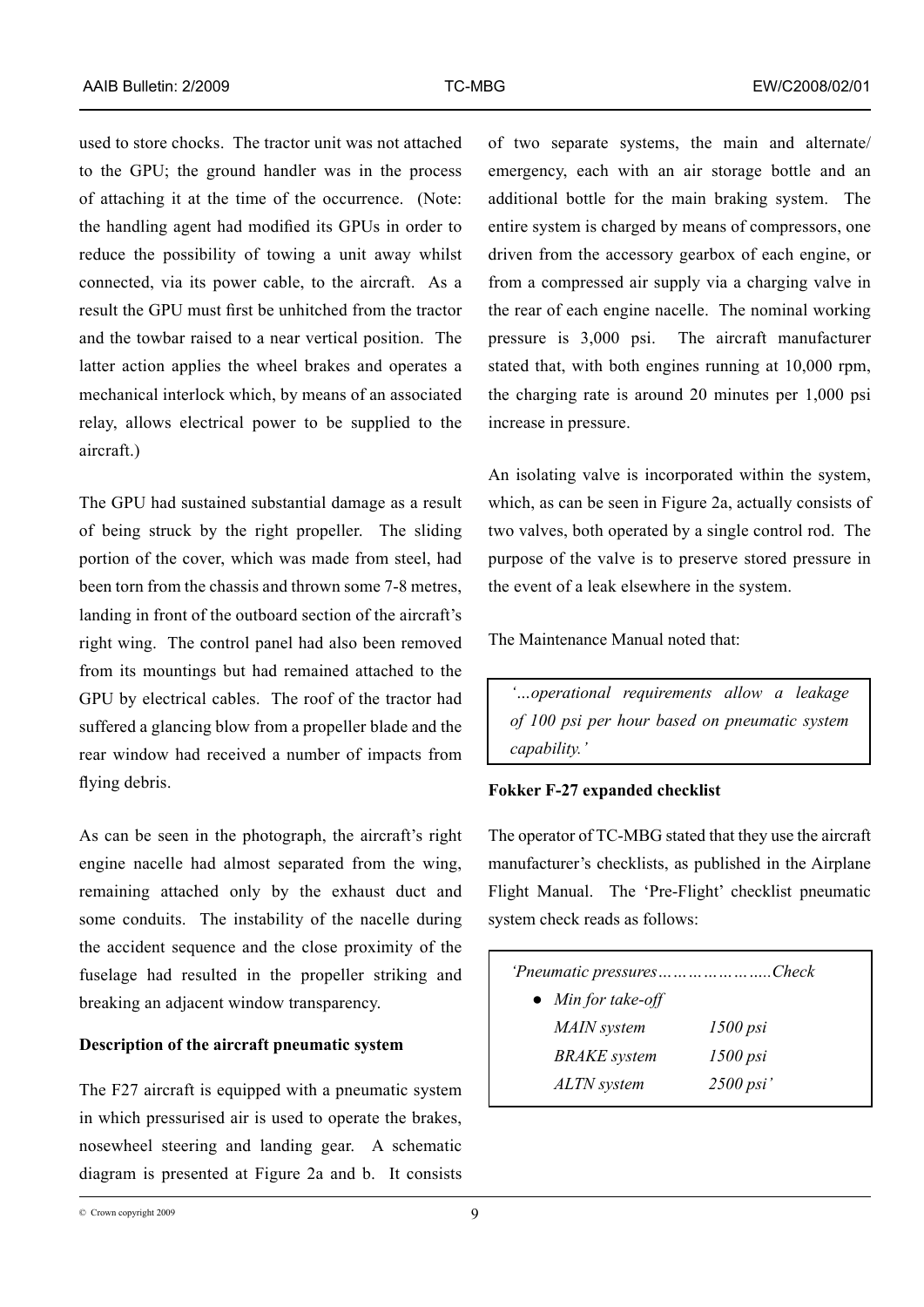used to store chocks. The tractor unit was not attached to the GPU; the ground handler was in the process of attaching it at the time of the occurrence. (Note: the handling agent had modified its GPUs in order to reduce the possibility of towing a unit away whilst connected, via its power cable, to the aircraft. As a result the GPU must first be unhitched from the tractor and the towbar raised to a near vertical position. The latter action applies the wheel brakes and operates a mechanical interlock which, by means of an associated relay, allows electrical power to be supplied to the aircraft.)

The GPU had sustained substantial damage as a result of being struck by the right propeller. The sliding portion of the cover, which was made from steel, had been torn from the chassis and thrown some 7-8 metres, landing in front of the outboard section of the aircraft's right wing. The control panel had also been removed from its mountings but had remained attached to the GPU by electrical cables. The roof of the tractor had suffered a glancing blow from a propeller blade and the rear window had received a number of impacts from flying debris.

As can be seen in the photograph, the aircraft's right engine nacelle had almost separated from the wing, remaining attached only by the exhaust duct and some conduits. The instability of the nacelle during the accident sequence and the close proximity of the fuselage had resulted in the propeller striking and breaking an adjacent window transparency.

**Description of the aircraft pneumatic system**

The F27 aircraft is equipped with a pneumatic system in which pressurised air is used to operate the brakes, nosewheel steering and landing gear. A schematic diagram is presented at Figure 2a and b. It consists of two separate systems, the main and alternate/emergency, each with an air storage bottle and an additional bottle for the main braking system. The entire system is charged by means of compressors, one driven from the accessory gearbox of each engine, or from a compressed air supply via a charging valve in the rear of each engine nacelle. The nominal working pressure is 3,000 psi. The aircraft manufacturer stated that, with both engines running at 10,000 rpm, the charging rate is around 20 minutes per 1,000 psi increase in pressure.

An isolating valve is incorporated within the system, which, as can be seen in Figure 2a, actually consists of two valves, both operated by a single control rod. The purpose of the valve is to preserve stored pressure in the event of a leak elsewhere in the system.

The Maintenance Manual noted that:

> *'...operational requirements allow a leakage of 100 psi per hour based on pneumatic system capability.'*

**Fokker F-27 expanded checklist**

The operator of TC-MBG stated that they use the aircraft manufacturer's checklists, as published in the Airplane Flight Manual. The 'Pre-Flight' checklist pneumatic system check reads as follows:

> *'Pneumatic pressures…………………..Check*
>
> - *Min for take-off*
>
> | | |
> |---|---|
> | *MAIN system* | *1500 psi* |
> | *BRAKE system* | *1500 psi* |
> | *ALTN system* | *2500 psi'* |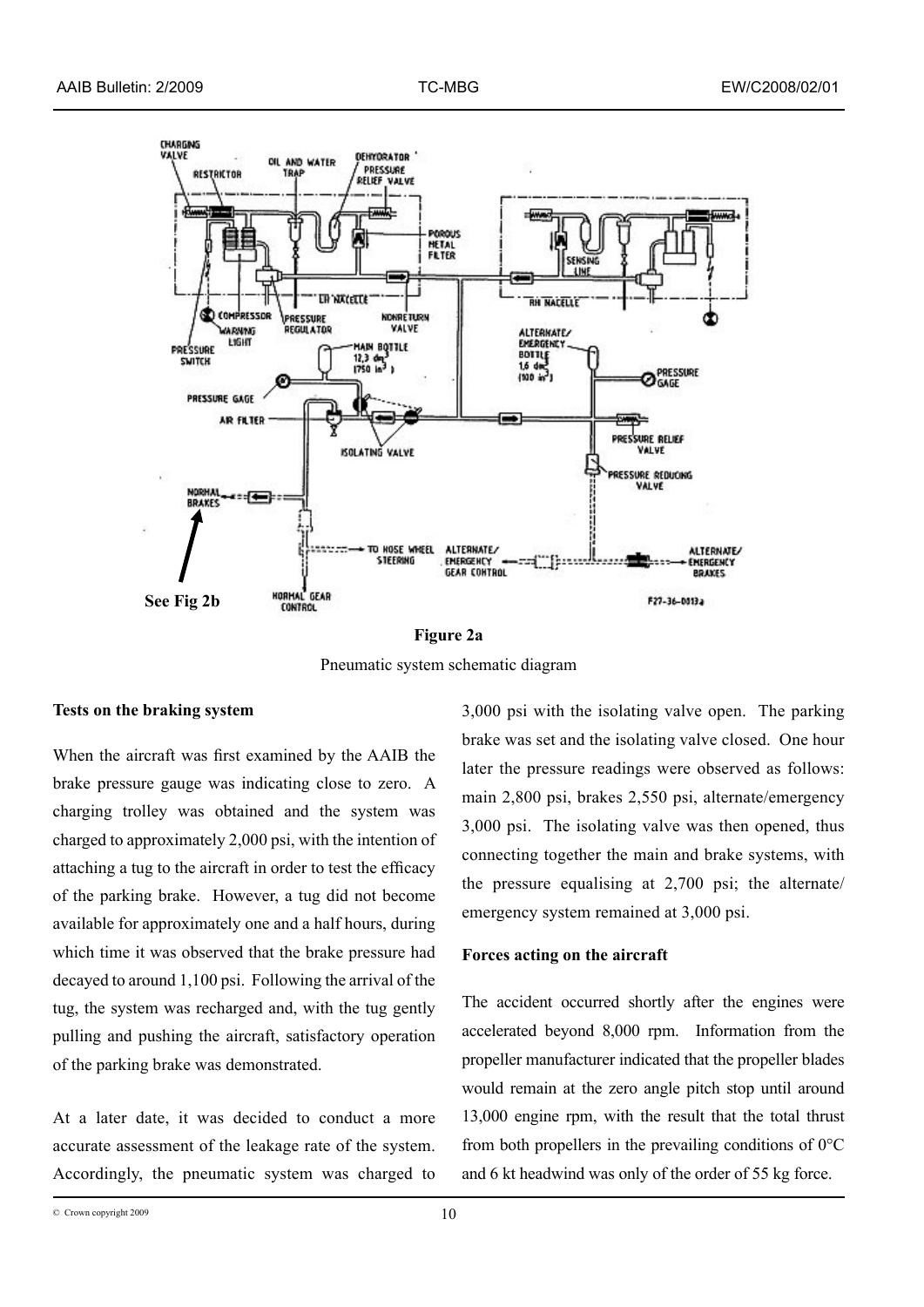**Figure 2a**

Pneumatic system schematic diagram

**Tests on the braking system**

When the aircraft was first examined by the AAIB the brake pressure gauge was indicating close to zero. A charging trolley was obtained and the system was charged to approximately 2,000 psi, with the intention of attaching a tug to the aircraft in order to test the efficacy of the parking brake. However, a tug did not become available for approximately one and a half hours, during which time it was observed that the brake pressure had decayed to around 1,100 psi. Following the arrival of the tug, the system was recharged and, with the tug gently pulling and pushing the aircraft, satisfactory operation of the parking brake was demonstrated.

At a later date, it was decided to conduct a more accurate assessment of the leakage rate of the system. Accordingly, the pneumatic system was charged to 3,000 psi with the isolating valve open. The parking brake was set and the isolating valve closed. One hour later the pressure readings were observed as follows: main 2,800 psi, brakes 2,550 psi, alternate/emergency 3,000 psi. The isolating valve was then opened, thus connecting together the main and brake systems, with the pressure equalising at 2,700 psi; the alternate/emergency system remained at 3,000 psi.

**Forces acting on the aircraft**

The accident occurred shortly after the engines were accelerated beyond 8,000 rpm. Information from the propeller manufacturer indicated that the propeller blades would remain at the zero angle pitch stop until around 13,000 engine rpm, with the result that the total thrust from both propellers in the prevailing conditions of 0°C and 6 kt headwind was only of the order of 55 kg force.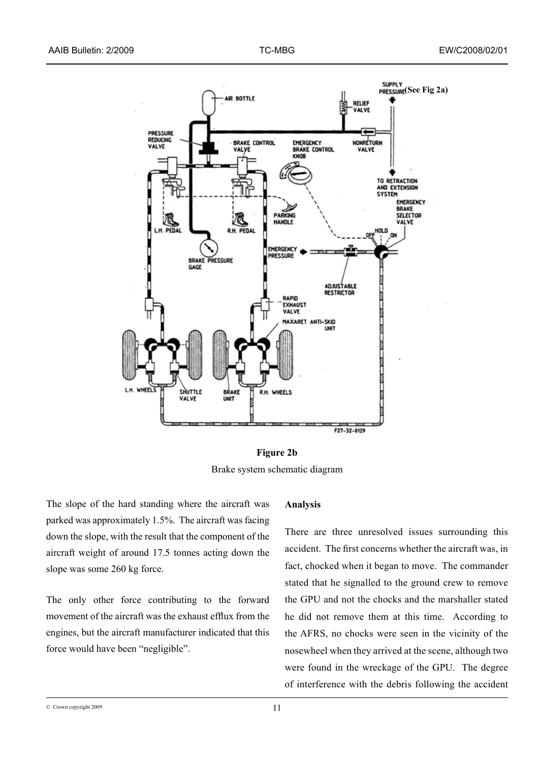**Figure 2b**

Brake system schematic diagram

The slope of the hard standing where the aircraft was parked was approximately 1.5%. The aircraft was facing down the slope, with the result that the component of the aircraft weight of around 17.5 tonnes acting down the slope was some 260 kg force.

The only other force contributing to the forward movement of the aircraft was the exhaust efflux from the engines, but the aircraft manufacturer indicated that this force would have been "negligible".

**Analysis**

There are three unresolved issues surrounding this accident. The first concerns whether the aircraft was, in fact, chocked when it began to move. The commander stated that he signalled to the ground crew to remove the GPU and not the chocks and the marshaller stated he did not remove them at this time. According to the AFRS, no chocks were seen in the vicinity of the nosewheel when they arrived at the scene, although two were found in the wreckage of the GPU. The degree of interference with the debris following the accident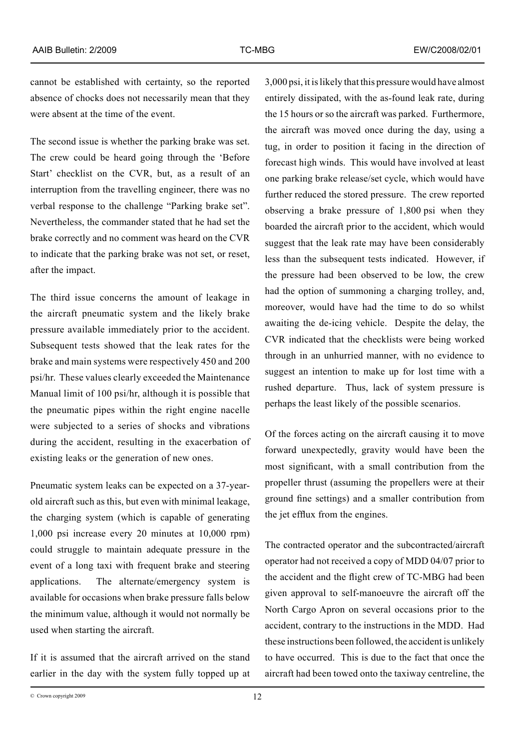cannot be established with certainty, so the reported absence of chocks does not necessarily mean that they were absent at the time of the event.

The second issue is whether the parking brake was set. The crew could be heard going through the 'Before Start' checklist on the CVR, but, as a result of an interruption from the travelling engineer, there was no verbal response to the challenge "Parking brake set". Nevertheless, the commander stated that he had set the brake correctly and no comment was heard on the CVR to indicate that the parking brake was not set, or reset, after the impact.

The third issue concerns the amount of leakage in the aircraft pneumatic system and the likely brake pressure available immediately prior to the accident. Subsequent tests showed that the leak rates for the brake and main systems were respectively 450 and 200 psi/hr. These values clearly exceeded the Maintenance Manual limit of 100 psi/hr, although it is possible that the pneumatic pipes within the right engine nacelle were subjected to a series of shocks and vibrations during the accident, resulting in the exacerbation of existing leaks or the generation of new ones.

Pneumatic system leaks can be expected on a 37-year-old aircraft such as this, but even with minimal leakage, the charging system (which is capable of generating 1,000 psi increase every 20 minutes at 10,000 rpm) could struggle to maintain adequate pressure in the event of a long taxi with frequent brake and steering applications. The alternate/emergency system is available for occasions when brake pressure falls below the minimum value, although it would not normally be used when starting the aircraft.

If it is assumed that the aircraft arrived on the stand earlier in the day with the system fully topped up at 3,000 psi, it is likely that this pressure would have almost entirely dissipated, with the as-found leak rate, during the 15 hours or so the aircraft was parked. Furthermore, the aircraft was moved once during the day, using a tug, in order to position it facing in the direction of forecast high winds. This would have involved at least one parking brake release/set cycle, which would have further reduced the stored pressure. The crew reported observing a brake pressure of 1,800 psi when they boarded the aircraft prior to the accident, which would suggest that the leak rate may have been considerably less than the subsequent tests indicated. However, if the pressure had been observed to be low, the crew had the option of summoning a charging trolley, and, moreover, would have had the time to do so whilst awaiting the de-icing vehicle. Despite the delay, the CVR indicated that the checklists were being worked through in an unhurried manner, with no evidence to suggest an intention to make up for lost time with a rushed departure. Thus, lack of system pressure is perhaps the least likely of the possible scenarios.

Of the forces acting on the aircraft causing it to move forward unexpectedly, gravity would have been the most significant, with a small contribution from the propeller thrust (assuming the propellers were at their ground fine settings) and a smaller contribution from the jet efflux from the engines.

The contracted operator and the subcontracted/aircraft operator had not received a copy of MDD 04/07 prior to the accident and the flight crew of TC-MBG had been given approval to self-manoeuvre the aircraft off the North Cargo Apron on several occasions prior to the accident, contrary to the instructions in the MDD. Had these instructions been followed, the accident is unlikely to have occurred. This is due to the fact that once the aircraft had been towed onto the taxiway centreline, the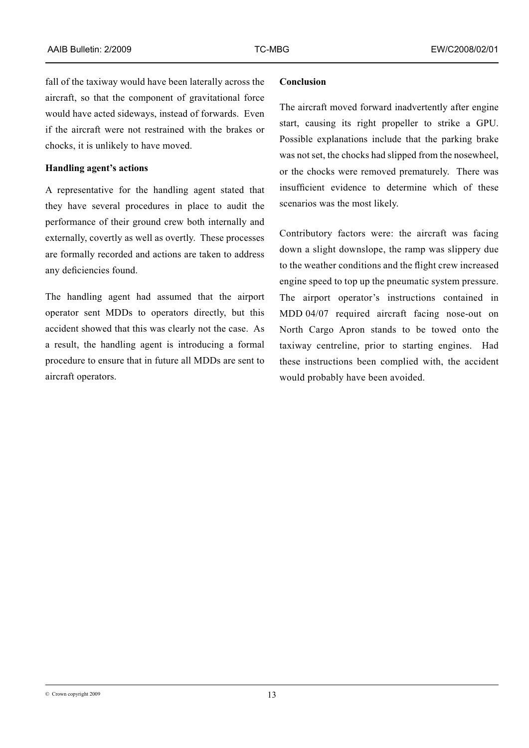fall of the taxiway would have been laterally across the aircraft, so that the component of gravitational force would have acted sideways, instead of forwards. Even if the aircraft were not restrained with the brakes or chocks, it is unlikely to have moved.

**Handling agent's actions**

A representative for the handling agent stated that they have several procedures in place to audit the performance of their ground crew both internally and externally, covertly as well as overtly. These processes are formally recorded and actions are taken to address any deficiencies found.

The handling agent had assumed that the airport operator sent MDDs to operators directly, but this accident showed that this was clearly not the case. As a result, the handling agent is introducing a formal procedure to ensure that in future all MDDs are sent to aircraft operators.

**Conclusion**

The aircraft moved forward inadvertently after engine start, causing its right propeller to strike a GPU. Possible explanations include that the parking brake was not set, the chocks had slipped from the nosewheel, or the chocks were removed prematurely. There was insufficient evidence to determine which of these scenarios was the most likely.

Contributory factors were: the aircraft was facing down a slight downslope, the ramp was slippery due to the weather conditions and the flight crew increased engine speed to top up the pneumatic system pressure. The airport operator's instructions contained in MDD 04/07 required aircraft facing nose-out on North Cargo Apron stands to be towed onto the taxiway centreline, prior to starting engines. Had these instructions been complied with, the accident would probably have been avoided.